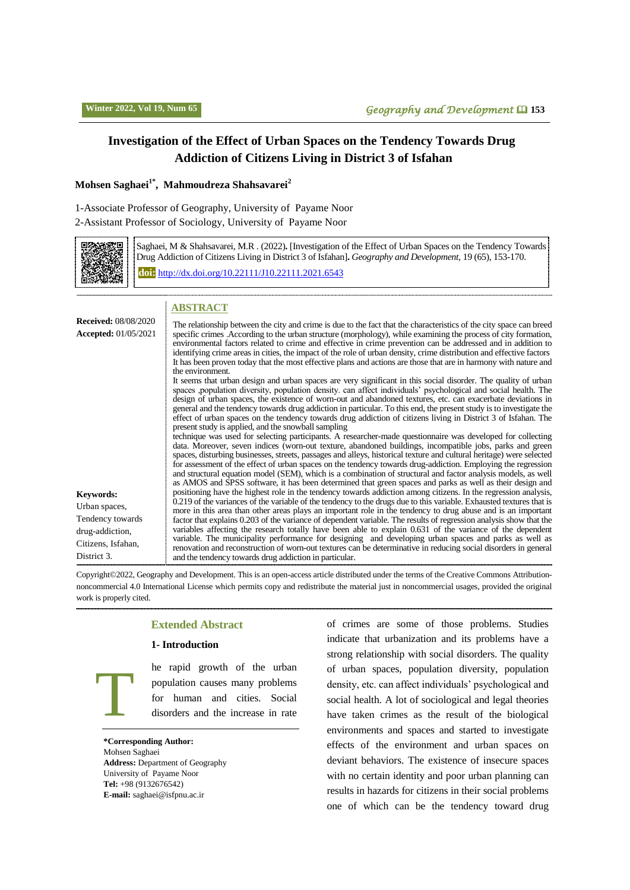# Investigation of the Effect of Urban Spaces on the Tendency Towards Drug Addiction of Citizens Living in District 3 of Isfahan

**Mohsen Saghaei[1*], Mahmoudreza Shahsavarei[2]**

1-Associate Professor of Geography, University of Payame Noor

2-Assistant Professor of Sociology, University of Payame Noor

Saghaei, M & Shahsavarei, M.R . (2022). [Investigation of the Effect of Urban Spaces on the Tendency Towards Drug Addiction of Citizens Living in District 3 of Isfahan]. *Geography and Development*, 19 (65), 153-170.

**doi:** http://dx.doi.org/10.22111/J10.22111.2021.6543

**Received:** 08/08/2020

**Accepted:** 01/05/2021

## ABSTRACT

The relationship between the city and crime is due to the fact that the characteristics of the city space can breed specific crimes .According to the urban structure (morphology), while examining the process of city formation, environmental factors related to crime and effective in crime prevention can be addressed and in addition to identifying crime areas in cities, the impact of the role of urban density, crime distribution and effective factors It has been proven today that the most effective plans and actions are those that are in harmony with nature and the environment.

It seems that urban design and urban spaces are very significant in this social disorder. The quality of urban spaces ,population diversity, population density. can affect individuals' psychological and social health. The design of urban spaces, the existence of worn-out and abandoned textures, etc. can exacerbate deviations in general and the tendency towards drug addiction in particular. To this end, the present study is to investigate the effect of urban spaces on the tendency towards drug addiction of citizens living in District 3 of Isfahan. The present study is applied, and the snowball sampling

technique was used for selecting participants. A researcher-made questionnaire was developed for collecting data. Moreover, seven indices (worn-out texture, abandoned buildings, incompatible jobs, parks and green spaces, disturbing businesses, streets, passages and alleys, historical texture and cultural heritage) were selected for assessment of the effect of urban spaces on the tendency towards drug-addiction. Employing the regression and structural equation model (SEM), which is a combination of structural and factor analysis models, as well as AMOS and SPSS software, it has been determined that green spaces and parks as well as their design and positioning have the highest role in the tendency towards addiction among citizens. In the regression analysis, 0.219 of the variances of the variable of the tendency to the drugs due to this variable. Exhausted textures that is more in this area than other areas plays an important role in the tendency to drug abuse and is an important factor that explains 0.203 of the variance of dependent variable. The results of regression analysis show that the variables affecting the research totally have been able to explain 0.631 of the variance of the dependent variable. The municipality performance for designing and developing urban spaces and parks as well as renovation and reconstruction of worn-out textures can be determinative in reducing social disorders in general and the tendency towards drug addiction in particular.

**Keywords:**
Urban spaces,
Tendency towards drug-addiction,
Citizens, Isfahan,
District 3.

Copyright©2022, Geography and Development. This is an open-access article distributed under the terms of the Creative Commons Attribution-noncommercial 4.0 International License which permits copy and redistribute the material just in noncommercial usages, provided the original work is properly cited.

## Extended Abstract

### 1- Introduction

The rapid growth of the urban population causes many problems for human and cities. Social disorders and the increase in rate of crimes are some of those problems. Studies indicate that urbanization and its problems have a strong relationship with social disorders. The quality of urban spaces, population diversity, population density, etc. can affect individuals' psychological and social health. A lot of sociological and legal theories have taken crimes as the result of the biological environments and spaces and started to investigate effects of the environment and urban spaces on deviant behaviors. The existence of insecure spaces with no certain identity and poor urban planning can results in hazards for citizens in their social problems one of which can be the tendency toward drug

**\*Corresponding Author:**
Mohsen Saghaei
**Address:** Department of Geography University of Payame Noor
**Tel:** +98 (9132676542)
**E-mail:** saghaei@isfpnu.ac.ir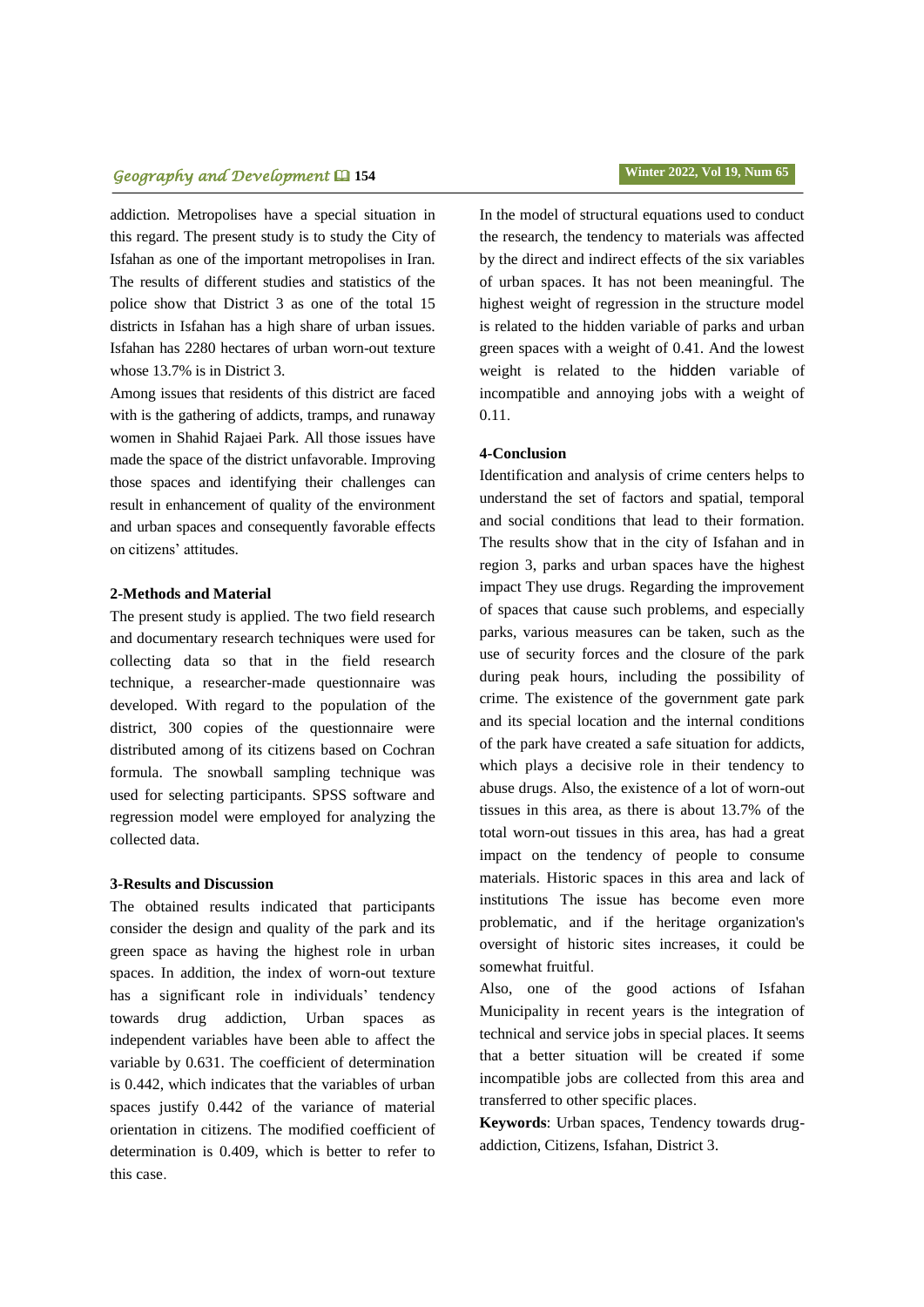addiction. Metropolises have a special situation in this regard. The present study is to study the City of Isfahan as one of the important metropolises in Iran. The results of different studies and statistics of the police show that District 3 as one of the total 15 districts in Isfahan has a high share of urban issues. Isfahan has 2280 hectares of urban worn-out texture whose 13.7% is in District 3.

Among issues that residents of this district are faced with is the gathering of addicts, tramps, and runaway women in Shahid Rajaei Park. All those issues have made the space of the district unfavorable. Improving those spaces and identifying their challenges can result in enhancement of quality of the environment and urban spaces and consequently favorable effects on citizens' attitudes.

**2-Methods and Material**

The present study is applied. The two field research and documentary research techniques were used for collecting data so that in the field research technique, a researcher-made questionnaire was developed. With regard to the population of the district, 300 copies of the questionnaire were distributed among of its citizens based on Cochran formula. The snowball sampling technique was used for selecting participants. SPSS software and regression model were employed for analyzing the collected data.

**3-Results and Discussion**

The obtained results indicated that participants consider the design and quality of the park and its green space as having the highest role in urban spaces. In addition, the index of worn-out texture has a significant role in individuals' tendency towards drug addiction, Urban spaces as independent variables have been able to affect the variable by 0.631. The coefficient of determination is 0.442, which indicates that the variables of urban spaces justify 0.442 of the variance of material orientation in citizens. The modified coefficient of determination is 0.409, which is better to refer to this case.

In the model of structural equations used to conduct the research, the tendency to materials was affected by the direct and indirect effects of the six variables of urban spaces. It has not been meaningful. The highest weight of regression in the structure model is related to the hidden variable of parks and urban green spaces with a weight of 0.41. And the lowest weight is related to the hidden variable of incompatible and annoying jobs with a weight of 0.11.

**4-Conclusion**

Identification and analysis of crime centers helps to understand the set of factors and spatial, temporal and social conditions that lead to their formation. The results show that in the city of Isfahan and in region 3, parks and urban spaces have the highest impact They use drugs. Regarding the improvement of spaces that cause such problems, and especially parks, various measures can be taken, such as the use of security forces and the closure of the park during peak hours, including the possibility of crime. The existence of the government gate park and its special location and the internal conditions of the park have created a safe situation for addicts, which plays a decisive role in their tendency to abuse drugs. Also, the existence of a lot of worn-out tissues in this area, as there is about 13.7% of the total worn-out tissues in this area, has had a great impact on the tendency of people to consume materials. Historic spaces in this area and lack of institutions The issue has become even more problematic, and if the heritage organization's oversight of historic sites increases, it could be somewhat fruitful.

Also, one of the good actions of Isfahan Municipality in recent years is the integration of technical and service jobs in special places. It seems that a better situation will be created if some incompatible jobs are collected from this area and transferred to other specific places.

**Keywords**: Urban spaces, Tendency towards drug-addiction, Citizens, Isfahan, District 3.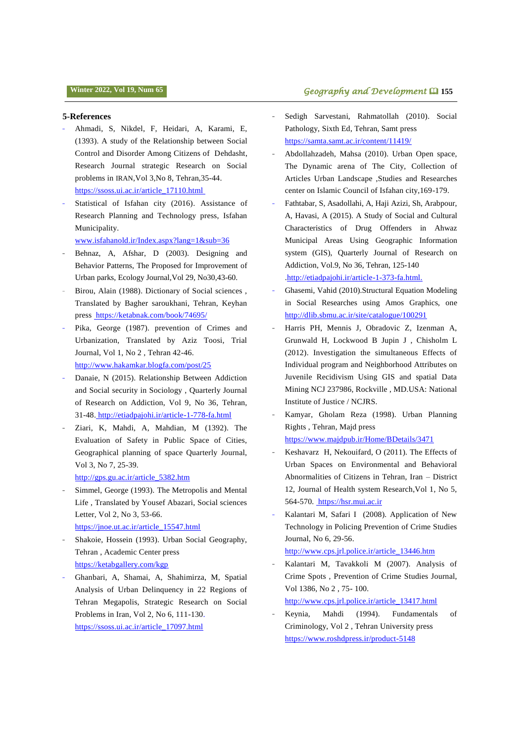## 5-References

- Ahmadi, S, Nikdel, F, Heidari, A, Karami, E, (1393). A study of the Relationship between Social Control and Disorder Among Citizens of Dehdasht, Research Journal strategic Research on Social problems in IRAN,Vol 3,No 8, Tehran,35-44. https://ssoss.ui.ac.ir/article_17110.html
- Statistical of Isfahan city (2016). Assistance of Research Planning and Technology press, Isfahan Municipality. www.isfahanold.ir/Index.aspx?lang=1&sub=36
- Behnaz, A, Afshar, D (2003). Designing and Behavior Patterns, The Proposed for Improvement of Urban parks, Ecology Journal,Vol 29, No30,43-60.
- Birou, Alain (1988). Dictionary of Social sciences , Translated by Bagher saroukhani, Tehran, Keyhan press https://ketabnak.com/book/74695/
- Pika, George (1987). prevention of Crimes and Urbanization, Translated by Aziz Toosi, Trial Journal, Vol 1, No 2 , Tehran 42-46. http://www.hakamkar.blogfa.com/post/25
- Danaie, N (2015). Relationship Between Addiction and Social security in Sociology , Quarterly Journal of Research on Addiction, Vol 9, No 36, Tehran, 31-48. http://etiadpajohi.ir/article-1-778-fa.html
- Ziari, K, Mahdi, A, Mahdian, M (1392). The Evaluation of Safety in Public Space of Cities, Geographical planning of space Quarterly Journal, Vol 3, No 7, 25-39. http://gps.gu.ac.ir/article_5382.htm
- Simmel, George (1993). The Metropolis and Mental Life , Translated by Yousef Abazari, Social sciences Letter, Vol 2, No 3, 53-66. https://jnoe.ut.ac.ir/article_15547.html
- Shakoie, Hossein (1993). Urban Social Geography, Tehran , Academic Center press https://ketabgallery.com/kgp
- Ghanbari, A, Shamai, A, Shahimirza, M, Spatial Analysis of Urban Delinquency in 22 Regions of Tehran Megapolis, Strategic Research on Social Problems in Iran, Vol 2, No 6, 111-130. https://ssoss.ui.ac.ir/article_17097.html
- Sedigh Sarvestani, Rahmatollah (2010). Social Pathology, Sixth Ed, Tehran, Samt press https://samta.samt.ac.ir/content/11419/
- Abdollahzadeh, Mahsa (2010). Urban Open space, The Dynamic arena of The City, Collection of Articles Urban Landscape ,Studies and Researches center on Islamic Council of Isfahan city,169-179.
- Fathtabar, S, Asadollahi, A, Haji Azizi, Sh, Arabpour, A, Havasi, A (2015). A Study of Social and Cultural Characteristics of Drug Offenders in Ahwaz Municipal Areas Using Geographic Information system (GIS), Quarterly Journal of Research on Addiction, Vol.9, No 36, Tehran, 125-140 .http://etiadpajohi.ir/article-1-373-fa.html.
- Ghasemi, Vahid (2010).Structural Equation Modeling in Social Researches using Amos Graphics, one http://dlib.sbmu.ac.ir/site/catalogue/100291
- Harris PH, Mennis J, Obradovic Z, Izenman A, Grunwald H, Lockwood B Jupin J , Chisholm L (2012). Investigation the simultaneous Effects of Individual program and Neighborhood Attributes on Juvenile Recidivism Using GIS and spatial Data Mining NCJ 237986, Rockville , MD.USA: National Institute of Justice / NCJRS.
- Kamyar, Gholam Reza (1998). Urban Planning Rights , Tehran, Majd press https://www.majdpub.ir/Home/BDetails/3471
- Keshavarz H, Nekouifard, O (2011). The Effects of Urban Spaces on Environmental and Behavioral Abnormalities of Citizens in Tehran, Iran – District 12, Journal of Health system Research,Vol 1, No 5, 564-570. https://hsr.mui.ac.ir
- Kalantari M, Safari I (2008). Application of New Technology in Policing Prevention of Crime Studies Journal, No 6, 29-56. http://www.cps.jrl.police.ir/article_13446.htm
- Kalantari M, Tavakkoli M (2007). Analysis of Crime Spots , Prevention of Crime Studies Journal, Vol 1386, No 2 , 75- 100. http://www.cps.jrl.police.ir/article_13417.html
- Keynia, Mahdi (1994). Fundamentals of Criminology, Vol 2 , Tehran University press https://www.roshdpress.ir/product-5148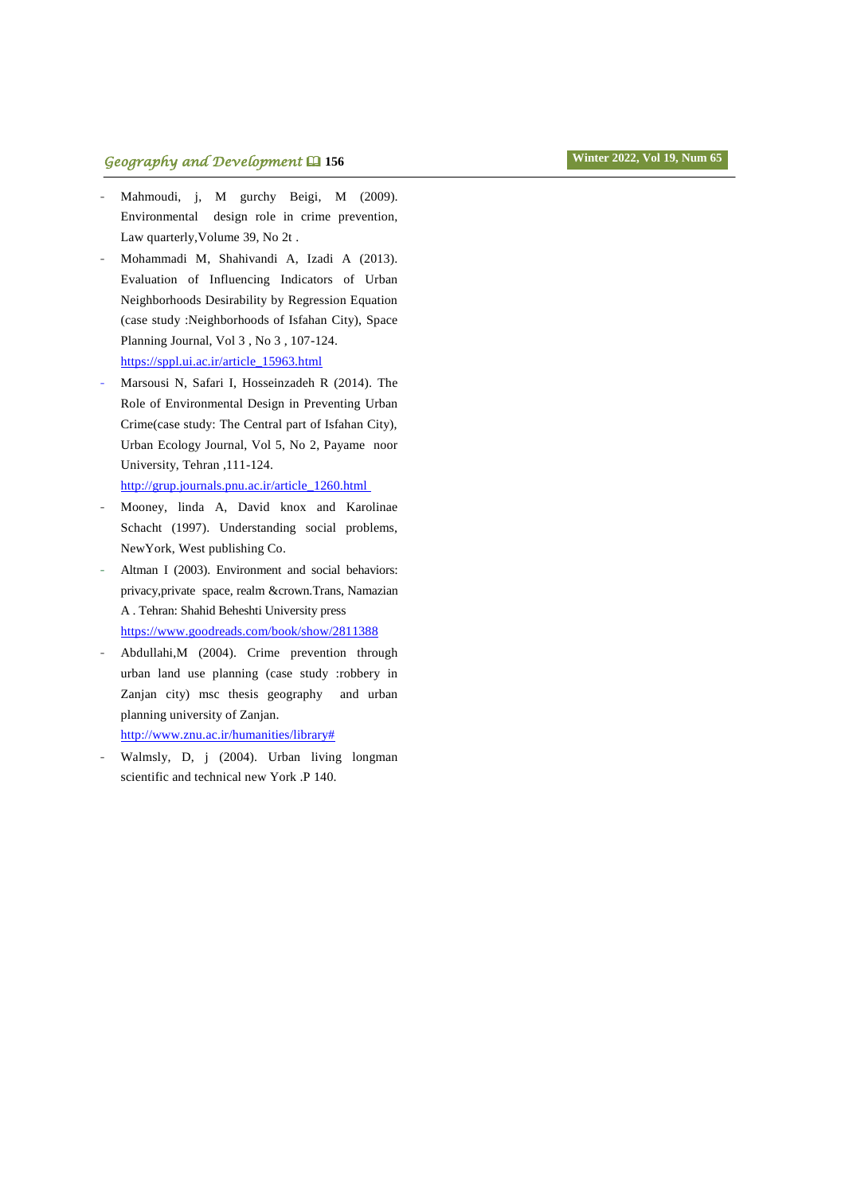- Mahmoudi, j, M gurchy Beigi, M (2009). Environmental design role in crime prevention, Law quarterly,Volume 39, No 2t .
- Mohammadi M, Shahivandi A, Izadi A (2013). Evaluation of Influencing Indicators of Urban Neighborhoods Desirability by Regression Equation (case study :Neighborhoods of Isfahan City), Space Planning Journal, Vol 3 , No 3 , 107-124. https://sppl.ui.ac.ir/article_15963.html
- Marsousi N, Safari I, Hosseinzadeh R (2014). The Role of Environmental Design in Preventing Urban Crime(case study: The Central part of Isfahan City), Urban Ecology Journal, Vol 5, No 2, Payame noor University, Tehran ,111-124. http://grup.journals.pnu.ac.ir/article_1260.html
- Mooney, linda A, David knox and Karolinae Schacht (1997). Understanding social problems, NewYork, West publishing Co.
- Altman I (2003). Environment and social behaviors: privacy,private space, realm &crown.Trans, Namazian A . Tehran: Shahid Beheshti University press https://www.goodreads.com/book/show/2811388
- Abdullahi,M (2004). Crime prevention through urban land use planning (case study :robbery in Zanjan city) msc thesis geography and urban planning university of Zanjan. http://www.znu.ac.ir/humanities/library#
- Walmsly, D, j (2004). Urban living longman scientific and technical new York .P 140.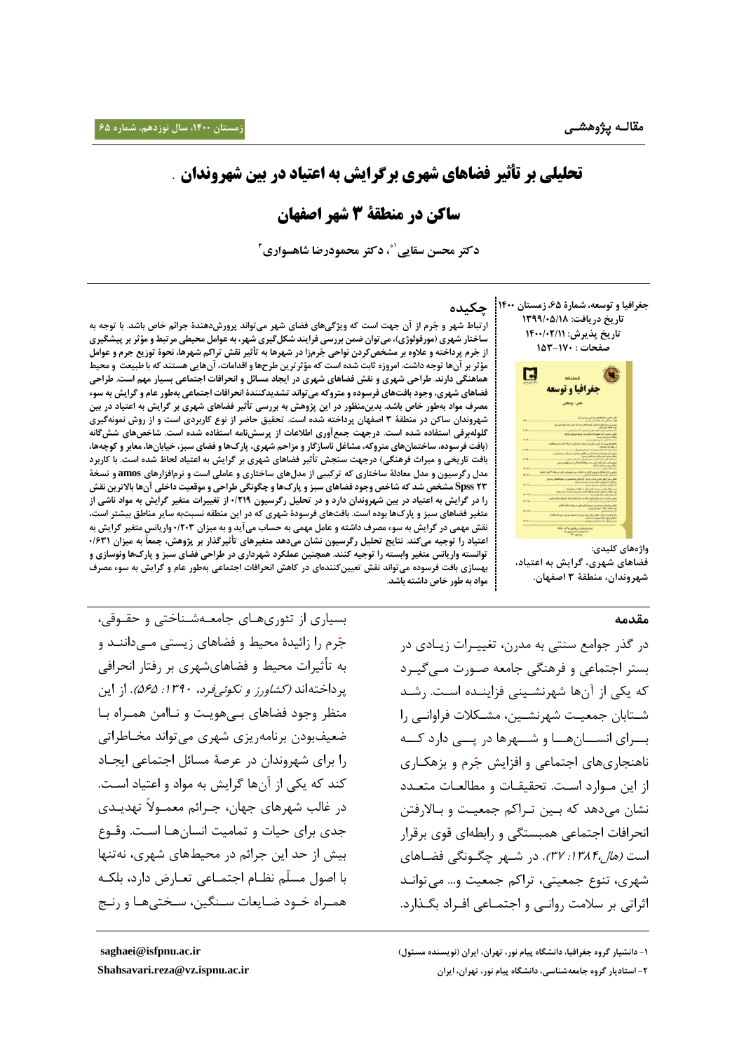مقالـه پژوهشـی

# تحلیلی بر تأثیر فضاهای شهری بر گرایش به اعتیاد در بین شهروندان ساکن در منطقهٔ ۳ شهر اصفهان

دکتر محسن سقایی[۱]*، دکتر محمودرضا شاهسواری[۲]

جغرافیا و توسعه، شمارهٔ ۶۵، زمستان ۱۴۰۰
تاریخ دریافت: ۱۳۹۹/۰۵/۱۸
تاریخ پذیرش: ۱۴۰۰/۰۲/۱۱
صفحات: ۱۷۰-۱۵۳

## چکیده

ارتباط شهر و جُرم از آن جهت است که ویژگی‌های فضای شهر می‌تواند پرورش‌دهندهٔ جرائم خاص باشد. با توجه به ساختار شهری (مورفولوژی)، می‌توان ضمن بررسی فرایند شکل‌گیری شهر، به عوامل محیطی مرتبط و مؤثر بر پیشگیری از جُرم پرداخته و علاوه بر مشخص‌کردن نواحی جُرم‌زا در شهرها به تأثیر نقش تراکم شهرها، نحوهٔ توزیع جرم و عوامل مؤثر بر آن‌ها توجه داشت. امروزه ثابت شده است که مؤثرترین طرح‌ها و اقدامات، آن‌هایی هستند که با طبیعت و محیط هماهنگی دارند. طراحی شهری و نقش فضاهای شهری در ایجاد مسائل و انحرافات اجتماعی بسیار مهم است. طراحی فضاهای شهری، وجود بافت‌های فرسوده و متروکه می‌تواند تشدیدکنندهٔ انحرافات اجتماعی به‌طور عام و گرایش به سوء مصرف مواد به‌طور خاص باشد. بدین‌منظور در این پژوهش به بررسی تأثیر فضاهای شهری بر گرایش به اعتیاد در بین شهروندان ساکن در منطقهٔ ۳ اصفهان پرداخته شده است. تحقیق حاضر از نوع کاربردی است و از روش نمونه‌گیری گلوله‌برفی استفاده شده است. درجهت جمع‌آوری اطلاعات از پرسش‌نامه استفاده شده است. شاخص‌های شش‌گانه (بافت فرسوده، ساختمان‌های متروکه، مشاغل ناسازگار و مزاحم شهری، پارک‌ها و فضای سبز، خیابان‌ها، معابر و کوچه‌ها، بافت تاریخی و میراث فرهنگی) درجهت سنجش تأثیر فضاهای شهری بر گرایش به اعتیاد لحاظ شده است. با کاربرد مدل رگرسیون و مدل معادلهٔ ساختاری که ترکیبی از مدل‌های ساختاری و عاملی است و نرم‌افزارهای amos و نسخهٔ Spss ۲۳ مشخص شد که شاخص وجود فضاهای سبز و پارک‌ها و چگونگی طراحی و موقعیت داخلی آن‌ها بالاترین نقش را در گرایش به اعتیاد در بین شهروندان دارد و در تحلیل رگرسیون ۰/۲۱۹ از تغییرات متغیر گرایش به مواد ناشی از متغیر فضاهای سبز و پارک‌ها بوده است. بافت‌های فرسودهٔ شهری که در این منطقه نسبت‌به سایر مناطق بیشتر است، نقش مهمی در گرایش به سوء مصرف داشته و عامل مهمی به حساب می‌آید و به میزان ۰/۲۰۳ واریانس متغیر گرایش به اعتیاد را توجیه می‌کند. نتایج تحلیل رگرسیون نشان می‌دهد متغیرهای تأثیرگذار بر پژوهش، جمعاً به میزان ۰/۶۳۱ توانسته واریانس متغیر وابسته را توجیه کنند. همچنین عملکرد شهرداری در طراحی فضای سبز و پارک‌ها و نوسازی و بهسازی بافت فرسوده می‌تواند نقش تعیین‌کننده‌ای در کاهش انحرافات اجتماعی به‌طور عام و گرایش به سوء مصرف مواد به طور خاص داشته باشد.

واژه‌های کلیدی: فضاهای شهری، گرایش به اعتیاد، شهروندان، منطقهٔ ۳ اصفهان.

## مقدمه

در گذر جوامع سنتی به مدرن، تغییرات زیادی در بستر اجتماعی و فرهنگی جامعه صورت می‌گیرد که یکی از آن‌ها شهرنشینی فزاینده است. رشد شتابان جمعیت شهرنشین، مشکلات فراوانی را برای انسان‌ها و شهرها در پی دارد که ناهنجاری‌های اجتماعی و افزایش جُرم و بزهکاری از این موارد است. تحقیقات و مطالعات متعدد نشان می‌دهد که بین تراکم جمعیت و بالارفتن انحرافات اجتماعی همبستگی و رابطه‌ای قوی برقرار است *(هال، ۱۳۸۴: ۳۷)*. در شهر چگونگی فضاهای شهری، تنوع جمعیتی، تراکم جمعیت و... می‌تواند اثراتی بر سلامت روانی و اجتماعی افراد بگذارد.

بسیاری از تئوری‌های جامعه‌شناختی و حقوقی، جُرم را زائیدهٔ محیط و فضاهای زیستی می‌دانند و به تأثیرات محیط و فضاهای‌شهری بر رفتار انحرافی پرداخته‌اند *(کشاورز و نکوئی‌فرد، ۱۳۹۰: ۵۶۵)*. از این منظر وجود فضاهای بی‌هویت و ناامن همراه با ضعیف‌بودن برنامه‌ریزی شهری می‌تواند مخاطراتی را برای شهروندان در عرصهٔ مسائل اجتماعی ایجاد کند که یکی از آن‌ها گرایش به مواد و اعتیاد است. در غالب شهرهای جهان، جرائم معمولاً تهدیدی جدی برای حیات و تمامیت انسان‌ها است. وقوع بیش از حد این جرائم در محیط‌های شهری، نه‌تنها با اصول مسلّم نظام اجتماعی تعارض دارد، بلکه همراه خود ضایعات سنگین، سختی‌ها و رنج

---

۱- دانشیار گروه جغرافیا، دانشگاه پیام نور، تهران، ایران (نویسنده مسئول) saghaei@isfpnu.ac.ir

۲- استادیار گروه جامعه‌شناسی، دانشگاه پیام نور، تهران، ایران Shahsavari.reza@vz.ispnu.ac.ir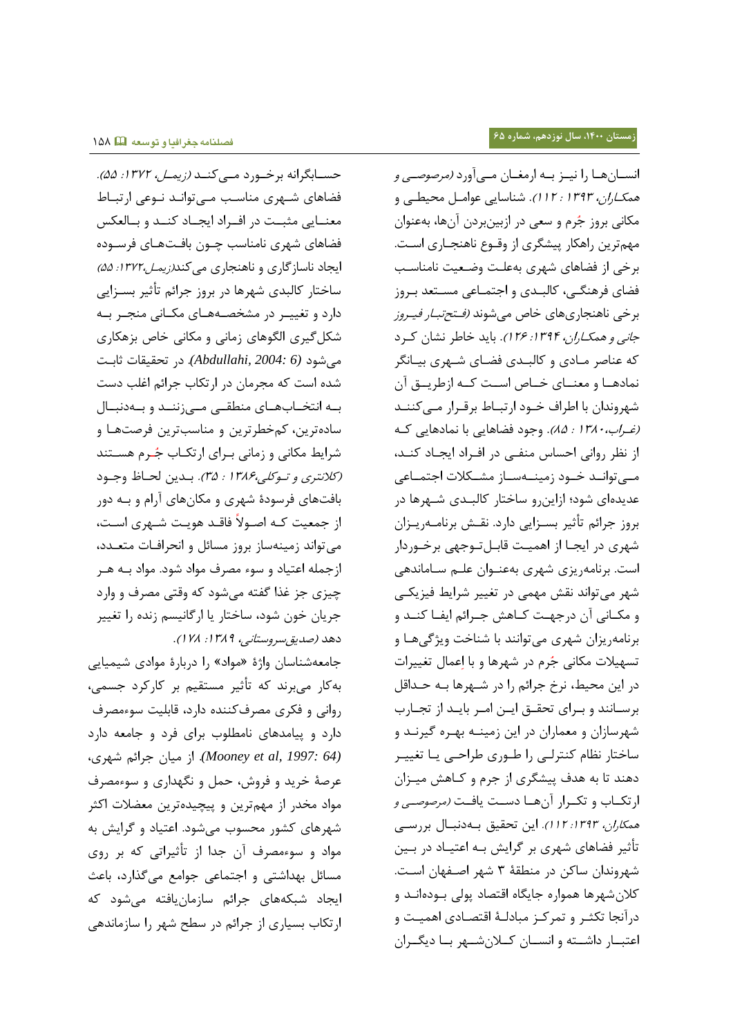انسـان‌هـا را نیـز بـه ارمغـان مـی‌آورد *(مرصوصـی و همکـاران، ۱۳۹۳ : ۱۱۲)*. شناسایی عوامـل محیطـی و مکانی بروز جُرم و سعی در ازبین‌بردن آن‌ها، به‌عنوان مهم‌ترین راهکار پیشگری از وقـوع ناهنجـاری اسـت. برخی از فضاهای شهری به‌علـت وضـعیت نامناسـب فضای فرهنگـی، کالبـدی و اجتمـاعی مسـتعد بـروز برخی ناهنجاری‌های خاص می‌شوند *(فـتح‌تبـار فیـروز جانی و همکـاران، ۱۳۹۴: ۱۲۶)*. باید خاطر نشان کـرد که عناصر مـادی و کالبـدی فضـای شـهری بیـانگر نمادهـا و معنـای خـاص اسـت کـه ازطریـق آن شهروندان با اطراف خـود ارتبـاط برقـرار مـی‌کننـد *(غـراب،۱۳۸۰ : ۸۵)*. وجود فضاهایی با نمادهایی کـه از نظر روانی احساس منفـی در افـراد ایجـاد کنـد، مـی‌توانـد خـود زمینـه‌سـاز مشـکلات اجتمـاعی عدیده‌ای شود؛ ازاین‌رو ساختار کالبـدی شـهرها در بروز جرائم تأثیر بسـزایی دارد. نقـش برنامـه‌ریـزان شهری در ایجـا از اهمیـت قابـل‌تـوجهی برخـوردار است. برنامه‌ریزی شهری به‌عنـوان علـم سـاماندهی شهر می‌تواند نقش مهمی در تغییر شرایط فیزیکـی و مکـانی آن درجهـت کـاهش جـرائم ایفـا کنـد و برنامه‌ریزان شهری می‌توانند با شناخت ویژگی‌هـا و تسهیلات مکانی جُرم در شهرها و با اِعمال تغییرات در این محیط، نرخ جرائم را در شـهرها بـه حـداقل برسـانند و بـرای تحقـق ایـن امـر بایـد از تجـارب شهرسازان و معماران در این زمینـه بهـره گیرنـد و ساختار نظام کنترلـی را طـوری طراحـی یـا تغییـر دهند تا به هدف پیشگری از جرم و کـاهش میـزان ارتکـاب و تکـرار آن‌هـا دسـت یافـت *(مرصوصـی و همکاران، ۱۳۹۳: ۱۱۲)*. این تحقیق بـه‌دنبـال بررسـی تأثیر فضاهای شهری بر گرایش بـه اعتیـاد در بـین شهروندان ساکن در منطقهٔ ۳ شهر اصـفهان اسـت. کلان‌شهرها همواره جایگاه اقتصاد پولی بـوده‌انـد و درآنجا تکثـر و تمرکـز مبادلـهٔ اقتصـادی اهمیـت و اعتبـار داشـته و انسـان کـلان‌شـهر بـا دیگـران حسـابگرانه برخـورد مـی‌کنـد *(زیمـل، ۱۳۷۲: ۵۵)*. فضاهای شـهری مناسـب مـی‌توانـد نـوعی ارتبـاط معنـایی مثبـت در افـراد ایجـاد کنـد و بـالعکس فضاهای شهری نامناسب چـون بافـت‌هـای فرسـوده ایجاد ناسازگاری و ناهنجاری می‌کند*(زیمل،۱۳۷۲: ۵۵)* ساختار کالبدی شهرها در بروز جرائم تأثیر بسـزایی دارد و تغییـر در مشخصـه‌هـای مکـانی منجـر بـه شکل‌گیری الگوهای زمانی و مکانی خاص بزهکاری می‌شود *(Abdullahi, 2004: 6)*. در تحقیقات ثابت شده است که مجرمان در ارتکاب جرائم اغلب دست بـه انتخـاب‌هـای منطقـی مـی‌زننـد و بـه‌دنبـال ساده‌ترین، کم‌خطرترین و مناسب‌ترین فرصت‌هـا و شرایط مکانی و زمانی بـرای ارتکـاب جُـرم هسـتند *(کلانتری و تـوکلی،۱۳۸۶ : ۳۵)*. بـدین لحـاظ وجـود بافت‌های فرسودهٔ شهری و مکان‌های آرام و بـه دور از جمعیت کـه اصـولاً فاقـد هویـت شـهری اسـت، می‌تواند زمینه‌ساز بروز مسائل و انحرافـات متعـدد، ازجمله اعتیاد و سوء مصرف مواد شود. مواد بـه هـر چیزی جز غذا گفته می‌شود که وقتی مصرف و وارد جریان خون شود، ساختار یا ارگانیسم زنده را تغییر دهد *(صدیق‌سروستانی، ۱۳۸۹: ۱۷۸)*.

جامعه‌شناسان واژهٔ «مواد» را دربارهٔ موادی شیمیایی به‌کار می‌برند که تأثیر مستقیم بر کارکرد جسمی، روانی و فکری مصرف‌کننده دارد، قابلیت سوءمصرف دارد و پیامدهای نامطلوب برای فرد و جامعه دارد *(Mooney et al, 1997: 64)*. از میان جرائم شهری، عرصهٔ خرید و فروش، حمل و نگهداری و سوءمصرف مواد مخدر از مهم‌ترین و پیچیده‌ترین معضلات اکثر شهرهای کشور محسوب می‌شود. اعتیاد و گرایش به مواد و سوءمصرف آن جدا از تأثیراتی که بر روی مسائل بهداشتی و اجتماعی جوامع می‌گذارد، باعث ایجاد شبکه‌های جرائم سازمان‌یافته می‌شود که ارتکاب بسیاری از جرائم در سطح شهر را سازماندهی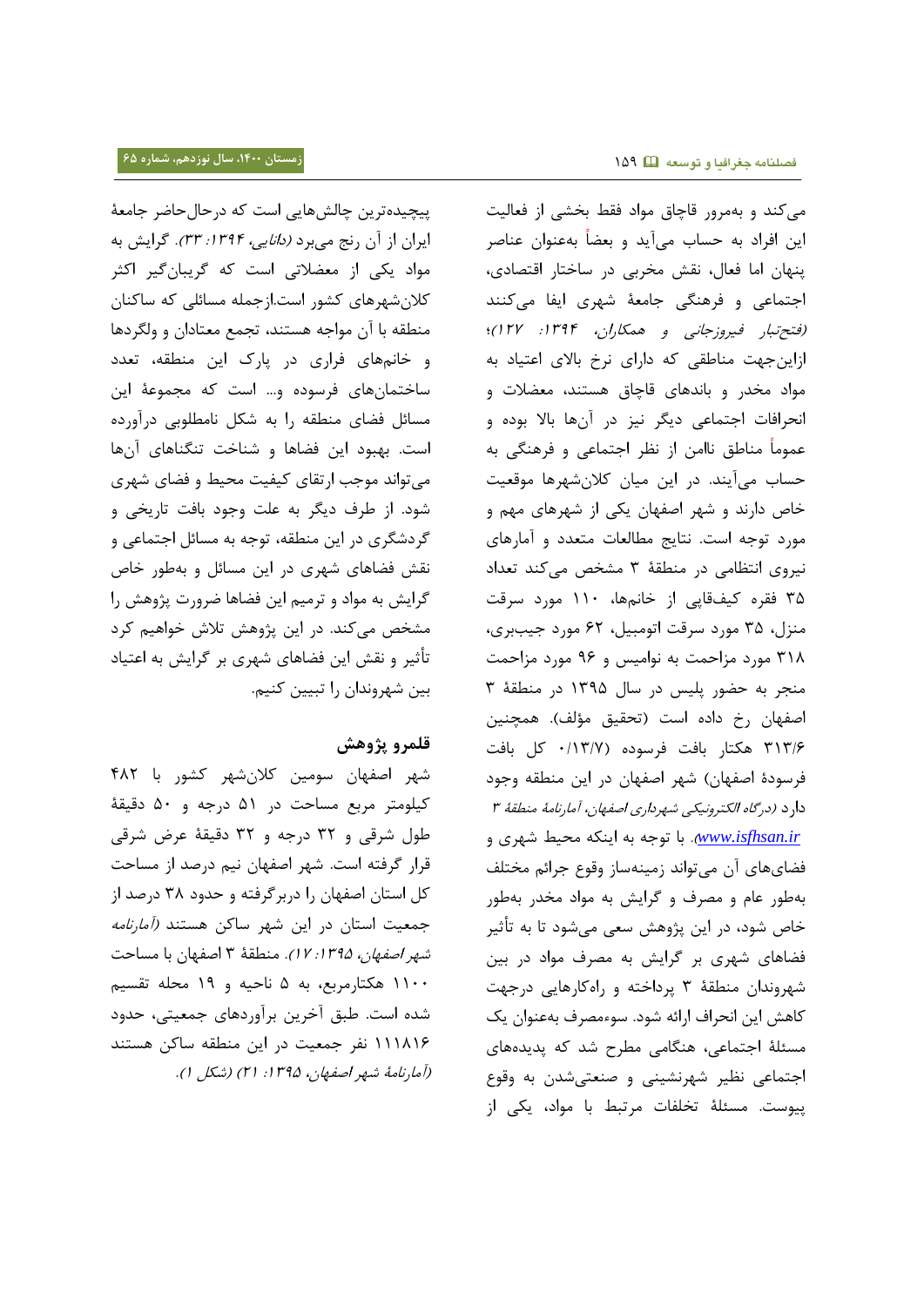می‌کند و به‌مرور قاچاق مواد فقط بخشی از فعالیت این افراد به حساب می‌آید و بعضاً به‌عنوان عناصر پنهان اما فعال، نقش مخربی در ساختار اقتصادی، اجتماعی و فرهنگی جامعهٔ شهری ایفا می‌کنند *(فتح‌تبار فیروزجائی و همکاران، ۱۳۹۴: ۱۲۷)*؛ ازاین‌جهت مناطقی که دارای نرخ بالای اعتیاد به مواد مخدر و باندهای قاچاق هستند، معضلات و انحرافات اجتماعی دیگر نیز در آن‌ها بالا بوده و عموماً مناطق ناامن از نظر اجتماعی و فرهنگی به حساب می‌آیند. در این میان کلان‌شهرها موقعیت خاص دارند و شهر اصفهان یکی از شهرهای مهم و مورد توجه است. نتایج مطالعات متعدد و آمارهای نیروی انتظامی در منطقهٔ ۳ مشخص می‌کند تعداد ۳۵ فقره کیف‌قاپی از خانم‌ها، ۱۱۰ مورد سرقت منزل، ۳۵ مورد سرقت اتومبیل، ۶۲ مورد جیب‌بری، ۳۱۸ مورد مزاحمت به نوامیس و ۹۶ مورد مزاحمت منجر به حضور پلیس در سال ۱۳۹۵ در منطقهٔ ۳ اصفهان رخ داده است (تحقیق مؤلف). همچنین ۳۱۳/۶ هکتار بافت فرسوده (۰/۱۳/۷) کل بافت فرسودهٔ اصفهان) شهر اصفهان در این منطقه وجود دارد *(درگاه الکترونیکی شهرداری اصفهان، آمارنامهٔ منطقهٔ ۳ www.isfhsan.ir)*. با توجه به اینکه محیط شهری و فضاهای آن می‌تواند زمینه‌ساز وقوع جرائم مختلف به‌طور عام و مصرف و گرایش به مواد مخدر به‌طور خاص شود، در این پژوهش سعی می‌شود تا به تأثیر فضاهای شهری بر گرایش به مصرف مواد در بین شهروندان منطقهٔ ۳ پرداخته و راهکارهایی درجهت کاهش این انحراف ارائه شود. سوءمصرف به‌عنوان یک مسئلهٔ اجتماعی، هنگامی مطرح شد که پدیده‌های اجتماعی نظیر شهرنشینی و صنعتی‌شدن به وقوع پیوست. مسئلهٔ تخلفات مرتبط با مواد، یکی از پیچیده‌ترین چالش‌هایی است که درحال‌حاضر جامعهٔ ایران از آن رنج می‌برد *(دانایی، ۱۳۹۴: ۳۳)*. گرایش به مواد یکی از معضلاتی است که گریبان‌گیر اکثر کلان‌شهرهای کشور است.ازجمله مسائلی که ساکنان منطقه با آن مواجه هستند، تجمع معتادان و ولگردها و خانم‌های فراری در پارک این منطقه، تعدد ساختمان‌های فرسوده و... است که مجموعهٔ این مسائل فضای منطقه را به شکل نامطلوبی درآورده است. بهبود این فضاها و شناخت تنگناهای آن‌ها می‌تواند موجب ارتقای کیفیت محیط و فضای شهری شود. از طرف دیگر به علت وجود بافت تاریخی و گردشگری در این منطقه، توجه به مسائل اجتماعی و نقش فضاهای شهری در این مسائل و به‌طور خاص گرایش به مواد و ترمیم این فضاها ضرورت پژوهش را مشخص می‌کند. در این پژوهش تلاش خواهیم کرد تأثیر و نقش این فضاهای شهری بر گرایش به اعتیاد بین شهروندان را تبیین کنیم.

## قلمرو پژوهش

شهر اصفهان سومین کلان‌شهر کشور با ۴۸۲ کیلومتر مربع مساحت در ۵۱ درجه و ۵۰ دقیقهٔ طول شرقی و ۳۲ درجه و ۳۲ دقیقهٔ عرض شرقی قرار گرفته است. شهر اصفهان نیم درصد از مساحت کل استان اصفهان را دربرگرفته و حدود ۳۸ درصد از جمعیت استان در این شهر ساکن هستند *(آمارنامهٔ شهر اصفهان، ۱۳۹۵: ۱۷)*. منطقهٔ ۳ اصفهان با مساحت ۱۱۰۰ هکتارمربع، به ۵ ناحیه و ۱۹ محله تقسیم شده است. طبق آخرین برآوردهای جمعیتی، حدود ۱۱۱۸۱۶ نفر جمعیت در این منطقه ساکن هستند *(آمارنامهٔ شهر اصفهان، ۱۳۹۵: ۲۱) (شکل ۱)*.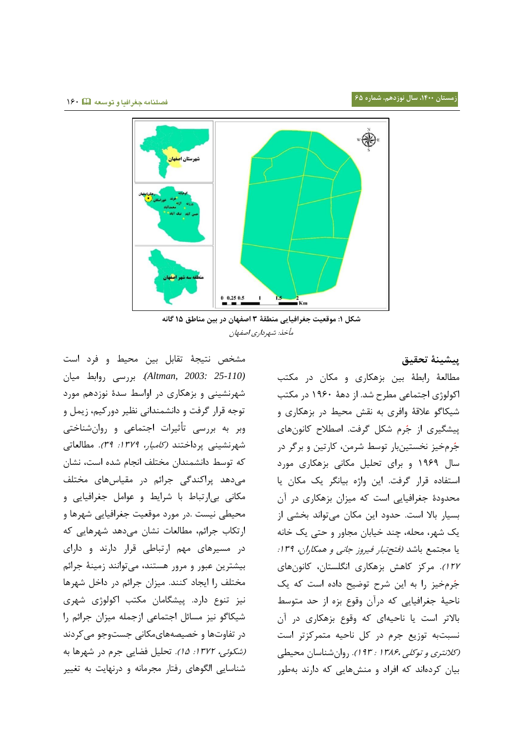شکل ۱: موقعیت جغرافیایی منطقهٔ ۳ اصفهان در بین مناطق ۱۵ گانه

*مأخذ: شهرداری اصفهان*

## پیشینهٔ تحقیق

مطالعهٔ رابطهٔ بین بزهکاری و مکان در مکتب اکولوژی اجتماعی مطرح شد. از دههٔ ۱۹۶۰ در مکتب شیکاگو علاقهٔ وافری به نقش محیط در بزهکاری و پیشگیری از جُرم شکل گرفت. اصطلاح کانون‌های جُرم‌خیز نخستین‌بار توسط شرمن، کارتین و برگر در سال ۱۹۶۹ و برای تحلیل مکانی بزهکاری مورد استفاده قرار گرفت. این واژه بیانگر یک مکان یا محدودهٔ جغرافیایی است که میزان بزهکاری در آن بسیار بالا است. حدود این مکان می‌تواند بخشی از یک شهر، محله، چند خیابان مجاور و حتی یک خانه یا مجتمع باشد *(فتحتبار فیروز جائی و همکاران، ۱۳۹: ۱۲۷)*. مرکز کاهش بزهکاری انگلستان، کانون‌های جُرم‌خیز را به این شرح توضیح داده است که یک ناحیهٔ جغرافیایی که درآن وقوع بزه از حد متوسط بالاتر است یا ناحیه‌ای که وقوع بزهکاری در آن نسبت‌به توزیع جرم در کل ناحیه متمرکزتر است *(کلانتری و توکلی، ۱۳۸۶: ۱۹۳)*. روان‌شناسان محیطی بیان کرده‌اند که افراد و منش‌هایی که دارند به‌طور مشخص نتیجهٔ تقابل بین محیط و فرد است *(Altman, 2003: 25-110)*. بررسی روابط میان شهرنشینی و بزهکاری در اواسط سدهٔ نوزدهم مورد توجه قرار گرفت و دانشمندانی نظیر دورکیم، زیمل و وبر به بررسی تأثیرات اجتماعی و روان‌شناختی شهرنشینی پرداختند *(کامیار، ۱۳۷۹: ۳۹)*. مطالعاتی که توسط دانشمندان مختلف انجام شده است، نشان می‌دهد پراکندگی جرائم در مقیاس‌های مختلف مکانی بی‌ارتباط با شرایط و عوامل جغرافیایی و محیطی نیست .در مورد موقعیت جغرافیایی شهرها و ارتکاب جرائم، مطالعات نشان می‌دهد شهرهایی که در مسیرهای مهم ارتباطی قرار دارند و دارای بیشترین عبور و مرور هستند، می‌توانند زمینهٔ جرائم مختلف را ایجاد کنند. میزان جرائم در داخل شهرها نیز تنوع دارد. پیشگامان مکتب اکولوژی شهری شیکاگو نیز مسائل اجتماعی ازجمله میزان جرائم را در تفاوت‌ها و خصیصه‌های‌مکانی جست‌وجو می‌کردند *(شکوئی، ۱۳۷۲: ۱۵)*. تحلیل فضایی جرم در شهرها به شناسایی الگوهای رفتار مجرمانه و درنهایت به تغییر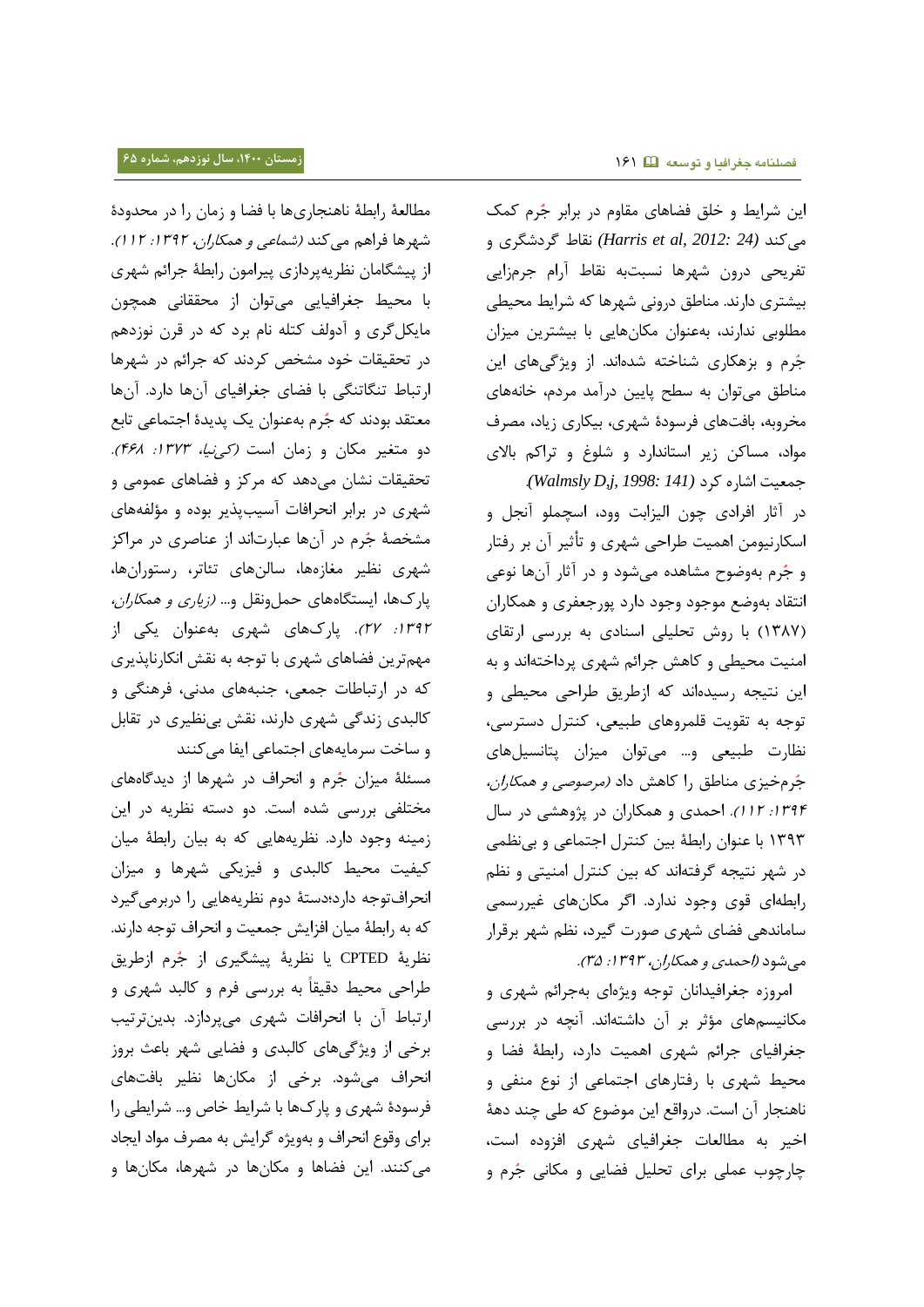این شرایط و خلق فضاهای مقاوم در برابر جُرم کمک می‌کند *(Harris et al, 2012: 24)* نقاط گردشگری و تفریحی درون شهرها نسبت‌به نقاط آرام جرم‌زایی بیشتری دارند. مناطق درونی شهرها که شرایط محیطی مطلوبی ندارند، به‌عنوان مکان‌هایی با بیشترین میزان جُرم و بزهکاری شناخته شده‌اند. از ویژگی‌های این مناطق می‌توان به سطح پایین درآمد مردم، خانه‌های مخروبه، بافت‌های فرسودهٔ شهری، بیکاری زیاد، مصرف مواد، مساکن زیر استاندارد و شلوغ و تراکم بالای جمعیت اشاره کرد *(Walmsly D,j, 1998: 141)*.

در آثار افرادی چون الیزابت وود، اسچملو آنجل و اسکارنیومن اهمیت طراحی شهری و تأثیر آن بر رفتار و جُرم به‌وضوح مشاهده می‌شود و در آثار آن‌ها نوعی انتقاد به‌وضع موجود وجود دارد پورجعفری و همکاران (۱۳۸۷) با روش تحلیلی اسنادی به بررسی ارتقای امنیت محیطی و کاهش جرائم شهری پرداخته‌اند و به این نتیجه رسیده‌اند که ازطریق طراحی محیطی و توجه به تقویت قلمروهای طبیعی، کنترل دسترسی، نظارت طبیعی و... می‌توان میزان پتانسیل‌های جُرم‌خیزی مناطق را کاهش داد *(مرصوصی و همکاران، ۱۳۹۴: ۱۱۲)*. احمدی و همکاران در پژوهشی در سال ۱۳۹۳ با عنوان رابطهٔ بین کنترل اجتماعی و بی‌نظمی در شهر نتیجه گرفته‌اند که بین کنترل امنیتی و نظم رابطه‌ای قوی وجود ندارد. اگر مکان‌های غیررسمی ساماندهی فضای شهری صورت گیرد، نظم شهر برقرار می‌شود *(احمدی و همکاران، ۱۳۹۳: ۳۵)*.

امروزه جغرافیدانان توجه ویژه‌ای به‌جرائم شهری و مکانیسم‌های مؤثر بر آن داشته‌اند. آنچه در بررسی جغرافیای جرائم شهری اهمیت دارد، رابطهٔ فضا و محیط شهری با رفتارهای اجتماعی از نوع منفی و ناهنجار آن است. درواقع این موضوع که طی چند دههٔ اخیر به مطالعات جغرافیای شهری افزوده است، چارچوب عملی برای تحلیل فضایی و مکانی جُرم و مطالعهٔ رابطهٔ ناهنجاری‌ها با فضا و زمان را در محدودهٔ شهرها فراهم می‌کند *(شماعی و همکاران، ۱۳۹۲: ۱۱۲)*. از پیشگامان نظریه‌پردازی پیرامون رابطهٔ جرائم شهری با محیط جغرافیایی می‌توان از محققانی همچون مایکل‌گری و آدولف کتله نام برد که در قرن نوزدهم در تحقیقات خود مشخص کردند که جرائم در شهرها ارتباط تنگاتنگی با فضای جغرافیای آن‌ها دارد. آن‌ها معتقد بودند که جُرم به‌عنوان یک پدیدهٔ اجتماعی تابع دو متغیر مکان و زمان است *(کی‌نیا، ۱۳۷۳: ۴۶۸)*. تحقیقات نشان می‌دهد که مرکز و فضاهای عمومی و شهری در برابر انحرافات آسیب‌پذیر بوده و مؤلفه‌های مشخصهٔ جُرم در آن‌ها عبارت‌اند از عناصری در مراکز شهری نظیر مغازه‌ها، سالن‌های تئاتر، رستوران‌ها، پارک‌ها، ایستگاه‌های حمل‌ونقل و... *(زیاری و همکاران، ۱۳۹۲: ۲۷)*. پارک‌های شهری به‌عنوان یکی از مهم‌ترین فضاهای شهری با توجه به نقش انکارناپذیری که در ارتباطات جمعی، جنبه‌های مدنی، فرهنگی و کالبدی زندگی شهری دارند، نقش بی‌نظیری در تقابل و ساخت سرمایه‌های اجتماعی ایفا می‌کنند

مسئلهٔ میزان جُرم و انحراف در شهرها از دیدگاه‌های مختلفی بررسی شده است. دو دسته نظریه در این زمینه وجود دارد. نظریه‌هایی که به بیان رابطهٔ میان کیفیت محیط کالبدی و فیزیکی شهرها و میزان انحراف‌توجه دارد؛دستهٔ دوم نظریه‌هایی را دربرمی‌گیرد که به رابطهٔ میان افزایش جمعیت و انحراف توجه دارند. نظریهٔ CPTED یا نظریهٔ پیشگیری از جُرم ازطریق طراحی محیط دقیقاً به بررسی فرم و کالبد شهری و ارتباط آن با انحرافات شهری می‌پردازد. بدین‌ترتیب برخی از ویژگی‌های کالبدی و فضایی شهر باعث بروز انحراف می‌شود. برخی از مکان‌ها نظیر بافت‌های فرسودهٔ شهری و پارک‌ها با شرایط خاص و... شرایطی را برای وقوع انحراف و به‌ویژه گرایش به مصرف مواد ایجاد می‌کنند. این فضاها و مکان‌ها در شهرها، مکان‌ها و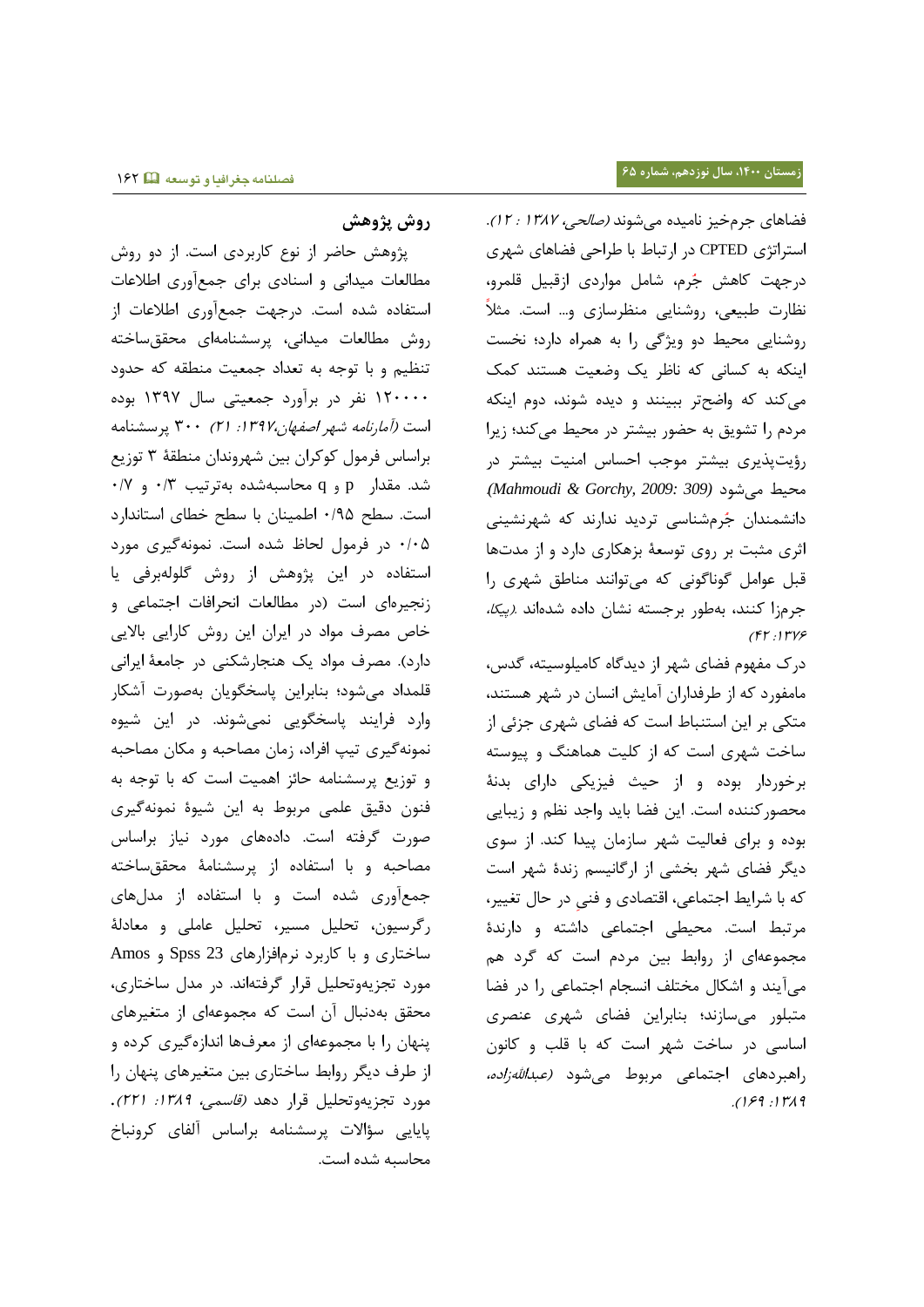فضاهای جرم‌خیز نامیده می‌شوند *(صالحی، ۱۳۸۷ : ۱۲)*. استراتژی CPTED در ارتباط با طراحی فضاهای شهری درجهت کاهش جُرم، شامل مواردی ازقبیل قلمرو، نظارت طبیعی، روشنایی منظرسازی و... است. مثلاً روشنایی محیط دو ویژگی را به همراه دارد؛ نخست اینکه به کسانی که ناظر یک وضعیت هستند کمک می‌کند که واضح‌تر ببینند و دیده شوند، دوم اینکه مردم را تشویق به حضور بیشتر در محیط می‌کند؛ زیرا رؤیت‌پذیری بیشتر موجب احساس امنیت بیشتر در محیط می‌شود *(Mahmoudi & Gorchy, 2009: 309)*. دانشمندان جُرم‌شناسی تردید ندارند که شهرنشینی اثری مثبت بر روی توسعهٔ بزهکاری دارد و از مدت‌ها قبل عوامل گوناگونی که می‌توانند مناطق شهری را جرم‌زا کنند، به‌طور برجسته نشان داده شده‌اند *(پیکا، ۱۳۷۶: ۴۲)*.

درک مفهوم فضای شهر از دیدگاه کامیلوسیته، گدس، مامفورد که از طرفداران آمایش انسان در شهر هستند، متکی بر این استنباط است که فضای شهری جزئی از ساخت شهری است که از کلیت هماهنگ و پیوسته برخوردار بوده و از حیث فیزیکی دارای بدنهٔ محصورکننده است. این فضا باید واجد نظم و زیبایی بوده و برای فعالیت شهر سازمان پیدا کند. از سوی دیگر فضای شهر بخشی از ارگانیسم زندهٔ شهر است که با شرایط اجتماعی، اقتصادی و فنیِ در حال تغییر، مرتبط است. محیطی اجتماعی داشته و دارندهٔ مجموعه‌ای از روابط بین مردم است که گرد هم می‌آیند و اشکال مختلف انسجام اجتماعی را در فضا متبلور می‌سازند؛ بنابراین فضای شهری عنصری اساسی در ساخت شهر است که با قلب و کانون راهبردهای اجتماعی مربوط می‌شود *(عبدالله‌زاده، ۱۳۸۹: ۱۶۹)*.

## روش پژوهش

پژوهش حاضر از نوع کاربردی است. از دو روش مطالعات میدانی و اسنادی برای جمع‌آوری اطلاعات استفاده شده است. درجهت جمع‌آوری اطلاعات از روش مطالعات میدانی، پرسشنامه‌ای محقق‌ساخته تنظیم و با توجه به تعداد جمعیت منطقه که حدود ۱۲۰۰۰۰ نفر در برآورد جمعیتی سال ۱۳۹۷ بوده است *(آمارنامه شهر اصفهان،۱۳۹۷: ۲۱)* ۳۰۰ پرسشنامه براساس فرمول کوکران بین شهروندان منطقهٔ ۳ توزیع شد. مقدار p و q محاسبه‌شده به‌ترتیب ۰/۳ و ۰/۷ است. سطح ۰/۹۵ اطمینان با سطح خطای استاندارد ۰/۰۵ در فرمول لحاظ شده است. نمونه‌گیری مورد استفاده در این پژوهش از روش گلوله‌برفی یا زنجیره‌ای است (در مطالعات انحرافات اجتماعی و خاص مصرف مواد در ایران این روش کارایی بالایی دارد). مصرف مواد یک هنجارشکنی در جامعهٔ ایرانی قلمداد می‌شود؛ بنابراین پاسخگویان به‌صورت آشکار وارد فرایند پاسخگویی نمی‌شوند. در این شیوه نمونه‌گیری تیپ افراد، زمان مصاحبه و مکان مصاحبه و توزیع پرسشنامه حائز اهمیت است که با توجه به فنون دقیق علمی مربوط به این شیوهٔ نمونه‌گیری صورت گرفته است. داده‌های مورد نیاز براساس مصاحبه و با استفاده از پرسشنامهٔ محقق‌ساخته جمع‌آوری شده است و با استفاده از مدل‌های رگرسیون، تحلیل مسیر، تحلیل عاملی و معادلهٔ ساختاری و با کاربرد نرم‌افزارهای Spss 23 و Amos مورد تجزیه‌وتحلیل قرار گرفته‌اند. در مدل ساختاری، محقق به‌دنبال آن است که مجموعه‌ای از متغیرهای پنهان را با مجموعه‌ای از معرف‌ها اندازه‌گیری کرده و از طرف دیگر روابط ساختاری بین متغیرهای پنهان را مورد تجزیه‌وتحلیل قرار دهد *(قاسمی، ۱۳۸۹: ۲۲۱)*. پایایی سؤالات پرسشنامه براساس آلفای کرونباخ محاسبه شده است.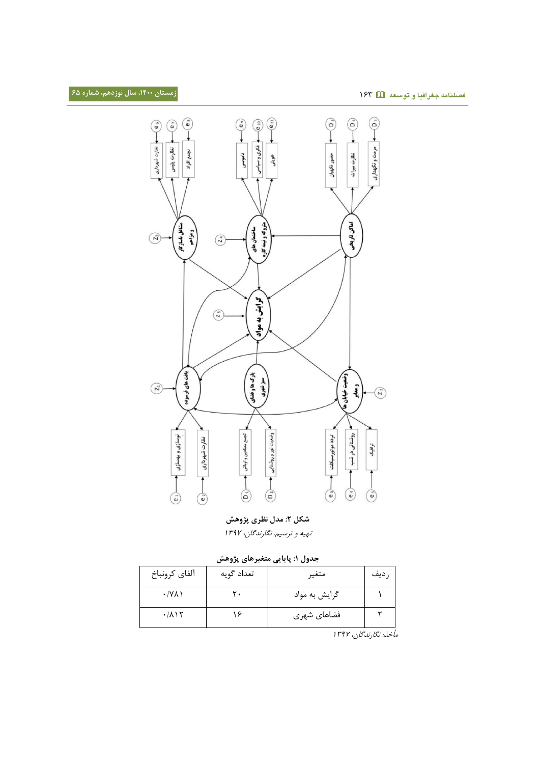شکل ۲: مدل نظری پژوهش

*تهیه و ترسیم: نگارندگان، ۱۳۹۷*

جدول ۱: پایایی متغیرهای پژوهش

| ردیف | متغیر | تعداد گویه | آلفای کرونباخ |
|---|---|---|---|
| ۱ | گرایش به مواد | ۲۰ | ۰/۷۸۱ |
| ۲ | فضاهای شهری | ۱۶ | ۰/۸۱۲ |

*مأخذ: نگارندگان، ۱۳۹۷*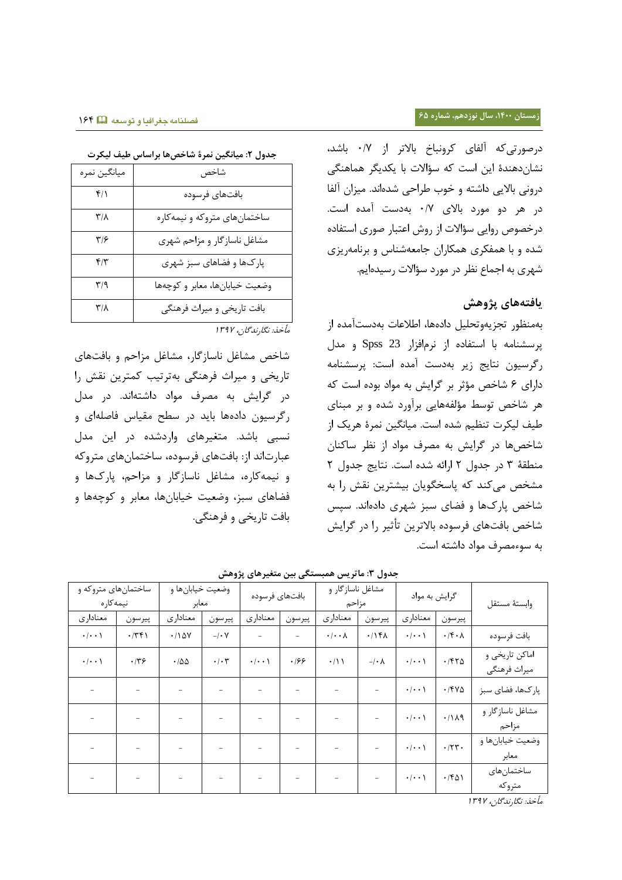درصورتی‌که آلفای کرونباخ بالاتر از ۰/۷ باشد، نشان‌دهندۀ این است که سؤالات با یکدیگر هماهنگی درونی بالایی داشته و خوب طراحی شده‌اند. میزان آلفا در هر دو مورد بالای ۰/۷ به‌دست آمده است. درخصوص روایی سؤالات از روش اعتبار صوری استفاده شده و با همفکری همکاران جامعه‌شناس و برنامه‌ریزی شهری به اجماع نظر در مورد سؤالات رسیده‌ایم.

## یافته‌های پژوهش

به‌منظور تجزیه‌وتحلیل داده‌ها، اطلاعات به‌دست‌آمده از پرسشنامه با استفاده از نرم‌افزار Spss 23 و مدل رگرسیون نتایج زیر به‌دست آمده است: پرسشنامه دارای ۶ شاخص مؤثر بر گرایش به مواد بوده است که هر شاخص توسط مؤلفه‌هایی برآورد شده و بر مبنای طیف لیکرت تنظیم شده است. میانگین نمرۀ هریک از شاخص‌ها در گرایش به مصرف مواد از نظر ساکنان منطقۀ ۳ در جدول ۲ ارائه شده است. نتایج جدول ۲ مشخص می‌کند که پاسخگویان بیشترین نقش را به شاخص پارک‌ها و فضای سبز شهری داده‌اند. سپس شاخص بافت‌های فرسوده بالاترین تأثیر را در گرایش به سوءمصرف مواد داشته است.

**جدول ۲: میانگین نمرۀ شاخص‌ها براساس طیف لیکرت**

| شاخص | میانگین نمره |
| --- | --- |
| بافت‌های فرسوده | ۴/۱ |
| ساختمان‌های متروکه و نیمه‌کاره | ۳/۸ |
| مشاغل ناسازگار و مزاحم شهری | ۳/۶ |
| پارک‌ها و فضاهای سبز شهری | ۴/۳ |
| وضعیت خیابان‌ها، معابر و کوچه‌ها | ۳/۹ |
| بافت تاریخی و میراث فرهنگی | ۳/۸ |

*مأخذ: نگارندگان، ۱۳۹۷*

شاخص مشاغل ناسازگار، مشاغل مزاحم و بافت‌های تاریخی و میراث فرهنگی به‌ترتیب کمترین نقش را در گرایش به مصرف مواد داشته‌اند. در مدل رگرسیون داده‌ها باید در سطح مقیاس فاصله‌ای و نسبی باشد. متغیرهای واردشده در این مدل عبارت‌اند از: بافت‌های فرسوده، ساختمان‌های متروکه و نیمه‌کاره، مشاغل ناسازگار و مزاحم، پارک‌ها و فضاهای سبز، وضعیت خیابان‌ها، معابر و کوچه‌ها و بافت تاریخی و فرهنگی.

**جدول ۳: ماتریس همبستگی بین متغیرهای پژوهش**

| وابستۀ مستقل | گرایش به مواد | | مشاغل ناسازگار و مزاحم | | بافت‌های فرسوده | | وضعیت خیابان‌ها و معابر | | ساختمان‌های متروکه و نیمه‌کاره | |
| --- | --- | --- | --- | --- | --- | --- | --- | --- | --- | --- |
| | پیرسون | معناداری | پیرسون | معناداری | پیرسون | معناداری | پیرسون | معناداری | پیرسون | معناداری |
| بافت فرسوده | ۰/۴۰۸ | ۰/۰۰۱ | ۰/۱۴۸ | ۰/۰۰۸ | – | – | -۰/۰۷ | ۰/۱۵۷ | ۰/۳۴۱ | ۰/۰۰۱ |
| اماکن تاریخی و میراث فرهنگی | ۰/۴۲۵ | ۰/۰۰۱ | -۰/۰۸ | ۰/۱۱ | ۰/۶۶ | ۰/۰۰۱ | ۰/۰۳ | ۰/۵۵ | ۰/۳۶ | ۰/۰۰۱ |
| پارک‌ها، فضای سبز | ۰/۴۷۵ | ۰/۰۰۱ | – | – | – | – | – | – | – | – |
| مشاغل ناسازگار و مزاحم | ۰/۱۸۹ | ۰/۰۰۱ | – | – | – | – | – | – | – | – |
| وضعیت خیابان‌ها و معابر | ۰/۲۳۰ | ۰/۰۰۱ | – | – | – | – | – | – | – | – |
| ساختمان‌های متروکه | ۰/۴۵۱ | ۰/۰۰۱ | – | – | – | – | – | – | – | – |

*مأخذ: نگارندگان، ۱۳۹۷*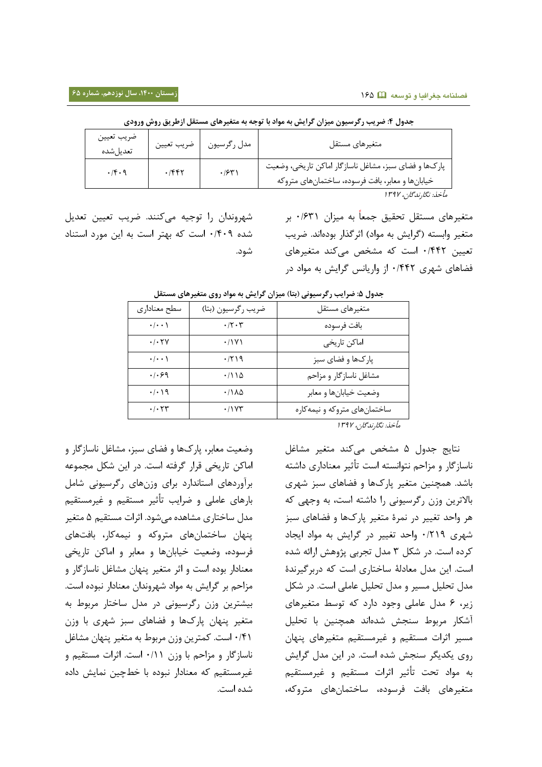**جدول ۴: ضریب رگرسیون میزان گرایش به مواد با توجه به متغیرهای مستقل ازطریق روش ورودی**

| متغیرهای مستقل | مدل رگرسیون | ضریب تعیین | ضریب تعیین تعدیل‌شده |
|---|---|---|---|
| پارک‌ها و فضای سبز، مشاغل ناسازگار اماکن تاریخی، وضعیت خیابان‌ها و معابر، بافت فرسوده، ساختمان‌های متروکه | ۰/۶۳۱ | ۰/۴۴۲ | ۰/۴۰۹ |

مأخذ: نگارندگان، ۱۳۹۷

متغیرهای مستقل تحقیق جمعاً به میزان ۰/۶۳۱ بر متغیر وابسته (گرایش به مواد) اثرگذار بوده‌اند. ضریب تعیین ۰/۴۴۲ است که مشخص می‌کند متغیرهای فضاهای شهری ۰/۴۴۲ از واریانس گرایش به مواد در شهروندان را توجیه می‌کنند. ضریب تعیین تعدیل شده ۰/۴۰۹ است که بهتر است به این مورد استناد شود.

**جدول ۵: ضرایب رگرسیونی (بتا) میزان گرایش به مواد روی متغیرهای مستقل**

| متغیرهای مستقل | ضریب رگرسیون (بتا) | سطح معناداری |
|---|---|---|
| بافت فرسوده | ۰/۲۰۳ | ۰/۰۰۱ |
| اماکن تاریخی | ۰/۱۷۱ | ۰/۰۲۷ |
| پارک‌ها و فضای سبز | ۰/۲۱۹ | ۰/۰۰۱ |
| مشاغل ناسازگار و مزاحم | ۰/۱۱۵ | ۰/۰۶۹ |
| وضعیت خیابان‌ها و معابر | ۰/۱۸۵ | ۰/۰۱۹ |
| ساختمان‌های متروکه و نیمه‌کاره | ۰/۱۷۳ | ۰/۰۲۳ |

مأخذ: نگارندگان، ۱۳۹۷

نتایج جدول ۵ مشخص می‌کند متغیر مشاغل ناسازگار و مزاحم نتوانسته است تأثیر معناداری داشته باشد. همچنین متغیر پارک‌ها و فضاهای سبز شهری بالاترین وزن رگرسیونی را داشته است، به وجهی که هر واحد تغییر در نمرهٔ متغیر پارک‌ها و فضاهای سبز شهری ۰/۲۱۹ واحد تغییر در گرایش به مواد ایجاد کرده است. در شکل ۳ مدل تجربی پژوهش ارائه شده است. این مدل معادلهٔ ساختاری است که دربرگیرندهٔ مدل تحلیل مسیر و مدل تحلیل عاملی است. در شکل زیر، ۶ مدل عاملی وجود دارد که توسط متغیرهای آشکار مربوط سنجش شده‌اند همچنین با تحلیل مسیر اثرات مستقیم و غیرمستقیم متغیرهای پنهان روی یکدیگر سنجش شده است. در این مدل گرایش به مواد تحت تأثیر اثرات مستقیم و غیرمستقیم متغیرهای بافت فرسوده، ساختمان‌های متروکه، وضعیت معابر، پارک‌ها و فضای سبز، مشاغل ناسازگار و اماکن تاریخی قرار گرفته است. در این شکل مجموعه برآوردهای استاندارد برای وزن‌های رگرسیونی شامل بارهای عاملی و ضرایب تأثیر مستقیم و غیرمستقیم مدل ساختاری مشاهده می‌شود. اثرات مستقیم ۵ متغیر پنهان ساختمان‌های متروکه و نیمه‌کار، بافت‌های فرسوده، وضعیت خیابان‌ها و معابر و اماکن تاریخی معنادار بوده است و اثر متغیر پنهان مشاغل ناسازگار و مزاحم بر گرایش به مواد شهروندان معنادار نبوده است. بیشترین وزن رگرسیونی در مدل ساختار مربوط به متغیر پنهان پارک‌ها و فضاهای سبز شهری با وزن ۰/۴۱ است. کمترین وزن مربوط به متغیر پنهان مشاغل ناسازگار و مزاحم با وزن ۰/۱۱ است. اثرات مستقیم و غیرمستقیم که معنادار نبوده با خطچین نمایش داده شده است.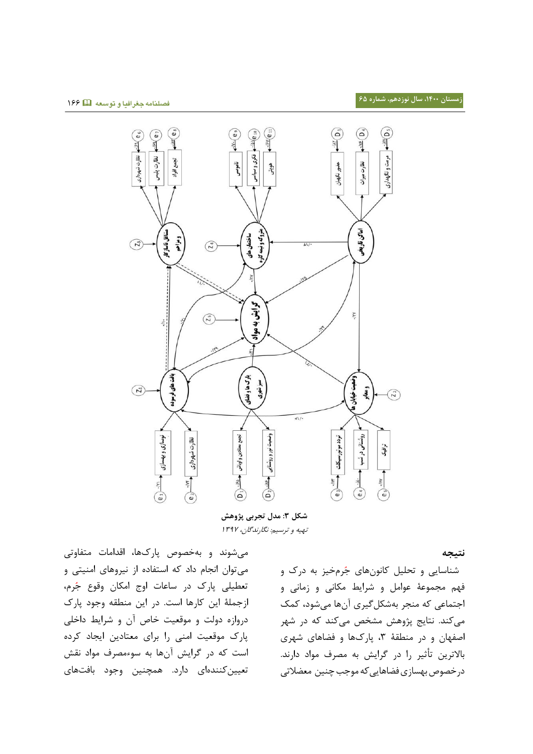شکل ۳: مدل تجربی پژوهش

*تهیه و ترسیم: نگارندگان، ۱۳۹۷*

## نتیجه

شناسایی و تحلیل کانون‌های جُرم‌خیز به درک و فهم مجموعهٔ عوامل و شرایط مکانی و زمانی و اجتماعی که منجر به‌شکل‌گیری آن‌ها می‌شود، کمک می‌کند. نتایج پژوهش مشخص می‌کند که در شهر اصفهان و در منطقهٔ ۳، پارک‌ها و فضاهای شهری بالاترین تأثیر را در گرایش به مصرف مواد دارند. درخصوص بهسازی فضاهایی که موجب چنین معضلاتی می‌شوند و به‌خصوص پارک‌ها، اقدامات متفاوتی می‌توان انجام داد که استفاده از نیروهای امنیتی و تعطیلی پارک در ساعات اوج امکان وقوع جُرم، ازجملهٔ این کارها است. در این منطقه وجود پارک دروازه دولت و موقعیت خاص آن و شرایط داخلی پارک موقعیت امنی را برای معتادین ایجاد کرده است که در گرایش آن‌ها به سوءمصرف مواد نقش تعیین‌کننده‌ای دارد. همچنین وجود بافت‌های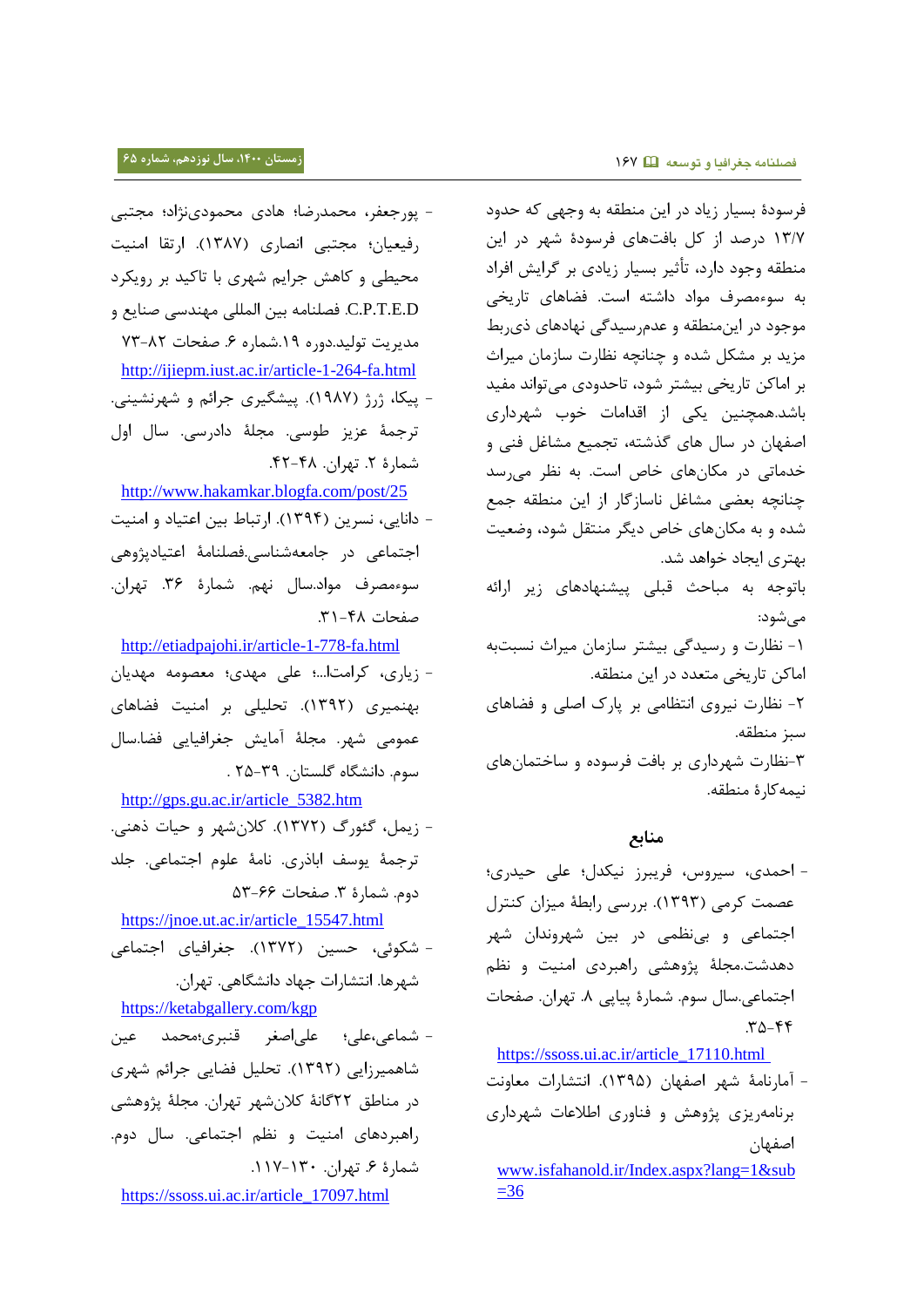فرسودهٔ بسیار زیاد در این منطقه به وجهی که حدود ۱۳/۷ درصد از کل بافت‌های فرسودهٔ شهر در این منطقه وجود دارد، تأثیر بسیار زیادی بر گرایش افراد به سوءمصرف مواد داشته است. فضاهای تاریخی موجود در این‌منطقه و عدم‌رسیدگی نهادهای ذی‌ربط مزید بر مشکل شده و چنانچه نظارت سازمان میراث بر اماکن تاریخی بیشتر شود، تاحدودی می‌تواند مفید باشد.همچنین یکی از اقدامات خوب شهرداری اصفهان در سال های گذشته، تجمیع مشاغل فنی و خدماتی در مکان‌های خاص است. به نظر می‌رسد چنانچه بعضی مشاغل ناسازگار از این منطقه جمع شده و به مکان‌های خاص دیگر منتقل شود، وضعیت بهتری ایجاد خواهد شد.

باتوجه به مباحث قبلی پیشنهادهای زیر ارائه می‌شود:

۱- نظارت و رسیدگی بیشتر سازمان میراث نسبت‌به اماکن تاریخی متعدد در این منطقه.

۲- نظارت نیروی انتظامی بر پارک اصلی و فضاهای سبز منطقه.

۳-نظارت شهرداری بر بافت فرسوده و ساختمان‌های نیمه‌کارهٔ منطقه.

## منابع

- احمدی، سیروس، فریبرز نیکدل؛ علی حیدری؛ عصمت کرمی (۱۳۹۳). بررسی رابطهٔ میزان کنترل اجتماعی و بی‌نظمی در بین شهروندان شهر دهدشت.مجلهٔ پژوهشی راهبردی امنیت و نظم اجتماعی.سال سوم. شمارهٔ پیاپی ۸. تهران. صفحات ۳۵-۴۴.
https://ssoss.ui.ac.ir/article_17110.html
- آمارنامهٔ شهر اصفهان (۱۳۹۵). انتشارات معاونت برنامه‌ریزی پژوهش و فناوری اطلاعات شهرداری اصفهان
www.isfahanold.ir/Index.aspx?lang=1&sub=36
- پورجعفر، محمدرضا؛ هادی محمودی‌نژاد؛ مجتبی رفیعیان؛ مجتبی انصاری (۱۳۸۷). ارتقا امنیت محیطی و کاهش جرایم شهری با تاکید بر رویکرد C.P.T.E.D. فصلنامه بین المللی مهندسی صنایع و مدیریت تولید.دوره ۱۹.شماره ۶. صفحات ۸۲-۷۳
http://ijiepm.iust.ac.ir/article-1-264-fa.html
- پیکا، ژرژ (۱۹۸۷). پیشگیری جرائم و شهرنشینی. ترجمهٔ عزیز طوسی. مجلهٔ دادرسی. سال اول شمارهٔ ۲. تهران. ۴۸-۴۲.
http://www.hakamkar.blogfa.com/post/25
- دانایی، نسرین (۱۳۹۴). ارتباط بین اعتیاد و امنیت اجتماعی در جامعه‌شناسی.فصلنامهٔ اعتیادپژوهی سوءمصرف مواد.سال نهم. شمارهٔ ۳۶. تهران. صفحات ۴۸-۳۱.
http://etiadpajohi.ir/article-1-778-fa.html
- زیاری، کرامت‌ا...؛ علی مهدی؛ معصومه مهدیان بهنمیری (۱۳۹۲). تحلیلی بر امنیت فضاهای عمومی شهر. مجلهٔ آمایش جغرافیایی فضا.سال سوم. دانشگاه گلستان. ۳۹-۲۵ .
http://gps.gu.ac.ir/article_5382.htm
- زیمل، گئورگ (۱۳۷۲). کلان‌شهر و حیات ذهنی. ترجمهٔ یوسف اباذری. نامهٔ علوم اجتماعی. جلد دوم. شمارهٔ ۳. صفحات ۶۶-۵۳
https://jnoe.ut.ac.ir/article_15547.html
- شکوئی، حسین (۱۳۷۲). جغرافیای اجتماعی شهرها. انتشارات جهاد دانشگاهی. تهران.
https://ketabgallery.com/kgp
- شماعی،علی؛ علی‌اصغر قنبری؛محمد عین شاهمیرزایی (۱۳۹۲). تحلیل فضایی جرائم شهری در مناطق ۲۲گانهٔ کلان‌شهر تهران. مجلهٔ پژوهشی راهبردهای امنیت و نظم اجتماعی. سال دوم. شمارهٔ ۶. تهران. ۱۳۰-۱۱۷.
https://ssoss.ui.ac.ir/article_17097.html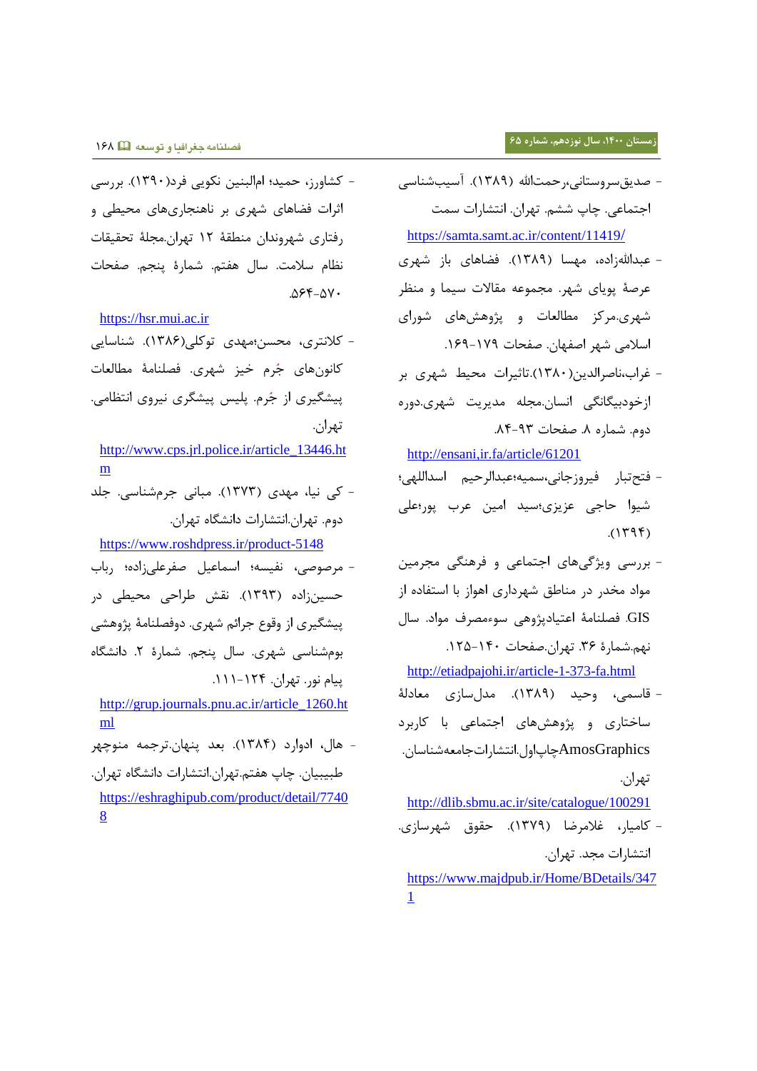- صدیق‌سروستانی،رحمت‌الله (۱۳۸۹). آسیب‌شناسی اجتماعی. چاپ ششم. تهران. انتشارات سمت

https://samta.samt.ac.ir/content/11419/

- عبدالله‌زاده، مهسا (۱۳۸۹). فضاهای باز شهری عرصهٔ پویای شهر. مجموعه مقالات سیما و منظر شهری.مرکز مطالعات و پژوهش‌های شورای اسلامی شهر اصفهان. صفحات ۱۷۹-۱۶۹.

- غراب،ناصرالدین(۱۳۸۰).تاثیرات محیط شهری بر ازخودبیگانگی انسان.مجله مدیریت شهری.دوره دوم. شماره ۸. صفحات ۹۳-۸۴.

http://ensani,ir.fa/article/61201

- فتح‌تبار فیروزجانی،سمیه؛عبدالرحیم اسداللهی؛ شیوا حاجی عزیزی؛سید امین عرب پور؛علی (۱۳۹۴).

- بررسی ویژگی‌های اجتماعی و فرهنگی مجرمین مواد مخدر در مناطق شهرداری اهواز با استفاده از GIS. فصلنامهٔ اعتیادپژوهی سوءمصرف مواد. سال نهم.شمارهٔ ۳۶. تهران.صفحات ۱۴۰-۱۲۵.

http://etiadpajohi.ir/article-1-373-fa.html

- قاسمی، وحید (۱۳۸۹). مدل‌سازی معادلهٔ ساختاری و پژوهش‌های اجتماعی با کاربرد AmosGraphicsچاپ‌اول.انتشارات‌جامعه‌شناسان. تهران.

http://dlib.sbmu.ac.ir/site/catalogue/100291

- کامیار، غلامرضا (۱۳۷۹). حقوق شهرسازی. انتشارات مجد. تهران.

https://www.majdpub.ir/Home/BDetails/3471

- کشاورز، حمید؛ ام‌البنین نکویی فرد(۱۳۹۰). بررسی اثرات فضاهای شهری بر ناهنجاری‌های محیطی و رفتاری شهروندان منطقهٔ ۱۲ تهران.مجلهٔ تحقیقات نظام سلامت. سال هفتم. شمارهٔ پنجم. صفحات ۵۷۰-۵۶۴.

https://hsr.mui.ac.ir

- کلانتری، محسن؛مهدی توکلی(۱۳۸۶). شناسایی کانون‌های جُرم خیز شهری. فصلنامهٔ مطالعات پیشگیری از جُرم. پلیس پیشگیری نیروی انتظامی. تهران.

http://www.cps.jrl.police.ir/article_13446.htm

- کی نیا، مهدی (۱۳۷۳). مبانی جرمشناسی. جلد دوم. تهران.انتشارات دانشگاه تهران.

https://www.roshdpress.ir/product-5148

- مرصوصی، نفیسه؛ اسماعیل صفرعلی‌زاده؛ رباب حسین‌زاده (۱۳۹۳). نقش طراحی محیطی در پیشگیری از وقوع جرائم شهری. دوفصلنامهٔ پژوهشی بوم‌شناسی شهری. سال پنجم. شمارهٔ ۲. دانشگاه پیام نور. تهران. ۱۲۴-۱۱۱.

http://grup.journals.pnu.ac.ir/article_1260.html

- هال، ادوارد (۱۳۸۴). بعد پنهان.ترجمه منوچهر طبیبیان. چاپ هفتم.تهران.انتشارات دانشگاه تهران.

https://eshraghipub.com/product/detail/77408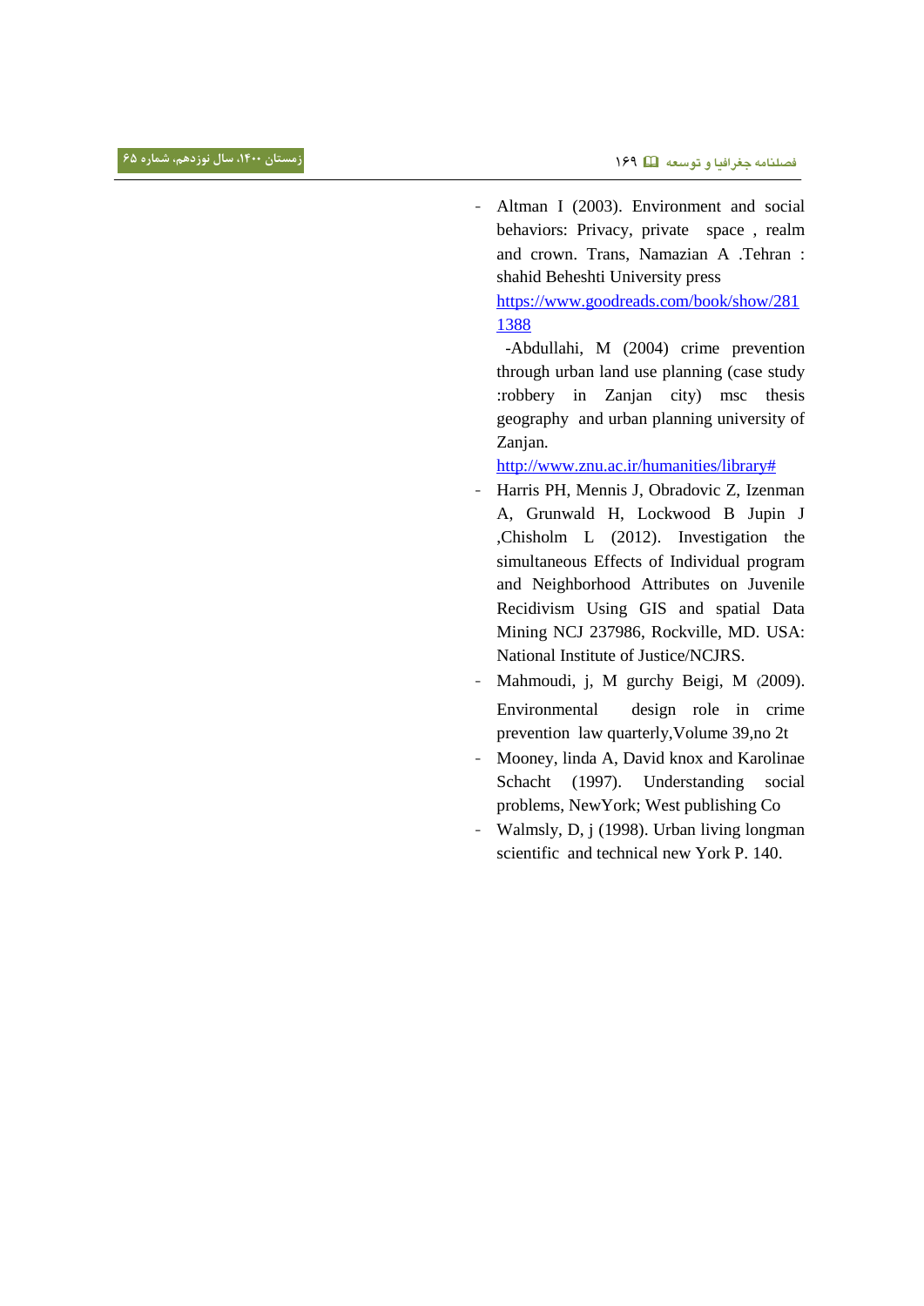- Altman I (2003). Environment and social behaviors: Privacy, private space , realm and crown. Trans, Namazian A .Tehran : shahid Beheshti University press https://www.goodreads.com/book/show/2811388
  -Abdullahi, M (2004) crime prevention through urban land use planning (case study :robbery in Zanjan city) msc thesis geography and urban planning university of Zanjan. http://www.znu.ac.ir/humanities/library#
- Harris PH, Mennis J, Obradovic Z, Izenman A, Grunwald H, Lockwood B Jupin J ,Chisholm L (2012). Investigation the simultaneous Effects of Individual program and Neighborhood Attributes on Juvenile Recidivism Using GIS and spatial Data Mining NCJ 237986, Rockville, MD. USA: National Institute of Justice/NCJRS.
- Mahmoudi, j, M gurchy Beigi, M (2009). Environmental design role in crime prevention law quarterly,Volume 39,no 2t
- Mooney, linda A, David knox and Karolinae Schacht (1997). Understanding social problems, NewYork; West publishing Co
- Walmsly, D, j (1998). Urban living longman scientific and technical new York P. 140.